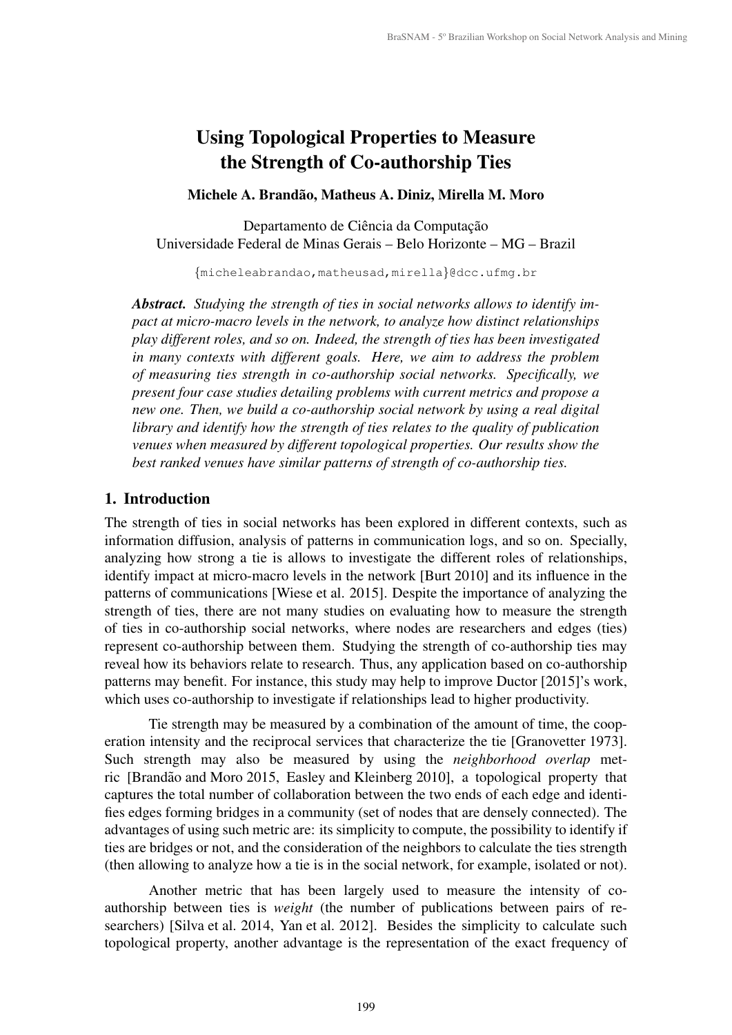# Using Topological Properties to Measure the Strength of Co-authorship Ties

**Michele A. Brandão, Matheus A. Diniz, Mirella M. Moro**

Departamento de Ciência da Computação
Universidade Federal de Minas Gerais – Belo Horizonte – MG – Brazil

{micheleabrandao,matheusad,mirella}@dcc.ufmg.br

***Abstract.*** *Studying the strength of ties in social networks allows to identify impact at micro-macro levels in the network, to analyze how distinct relationships play different roles, and so on. Indeed, the strength of ties has been investigated in many contexts with different goals. Here, we aim to address the problem of measuring ties strength in co-authorship social networks. Specifically, we present four case studies detailing problems with current metrics and propose a new one. Then, we build a co-authorship social network by using a real digital library and identify how the strength of ties relates to the quality of publication venues when measured by different topological properties. Our results show the best ranked venues have similar patterns of strength of co-authorship ties.*

## 1. Introduction

The strength of ties in social networks has been explored in different contexts, such as information diffusion, analysis of patterns in communication logs, and so on. Specially, analyzing how strong a tie is allows to investigate the different roles of relationships, identify impact at micro-macro levels in the network [Burt 2010] and its influence in the patterns of communications [Wiese et al. 2015]. Despite the importance of analyzing the strength of ties, there are not many studies on evaluating how to measure the strength of ties in co-authorship social networks, where nodes are researchers and edges (ties) represent co-authorship between them. Studying the strength of co-authorship ties may reveal how its behaviors relate to research. Thus, any application based on co-authorship patterns may benefit. For instance, this study may help to improve Ductor [2015]'s work, which uses co-authorship to investigate if relationships lead to higher productivity.

Tie strength may be measured by a combination of the amount of time, the cooperation intensity and the reciprocal services that characterize the tie [Granovetter 1973]. Such strength may also be measured by using the *neighborhood overlap* metric [Brandão and Moro 2015, Easley and Kleinberg 2010], a topological property that captures the total number of collaboration between the two ends of each edge and identifies edges forming bridges in a community (set of nodes that are densely connected). The advantages of using such metric are: its simplicity to compute, the possibility to identify if ties are bridges or not, and the consideration of the neighbors to calculate the ties strength (then allowing to analyze how a tie is in the social network, for example, isolated or not).

Another metric that has been largely used to measure the intensity of co-authorship between ties is *weight* (the number of publications between pairs of researchers) [Silva et al. 2014, Yan et al. 2012]. Besides the simplicity to calculate such topological property, another advantage is the representation of the exact frequency of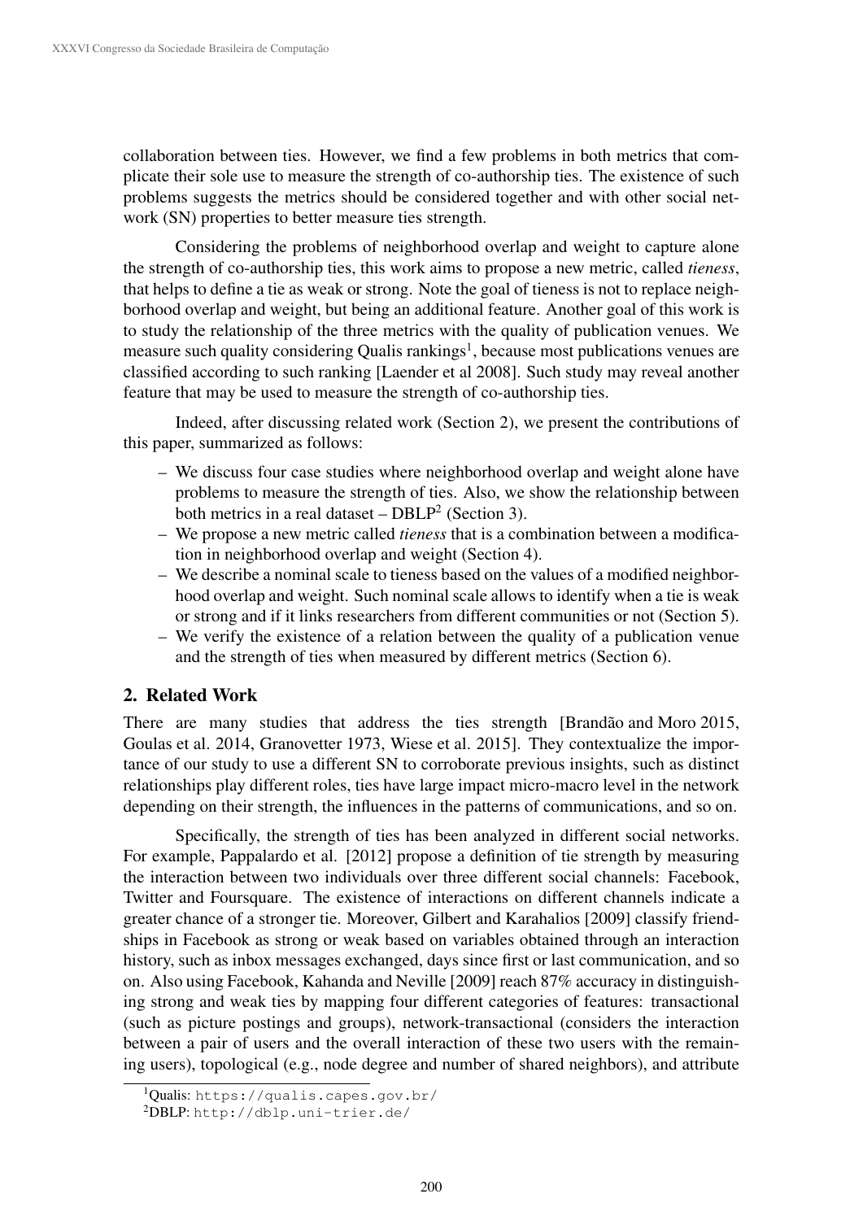collaboration between ties. However, we find a few problems in both metrics that complicate their sole use to measure the strength of co-authorship ties. The existence of such problems suggests the metrics should be considered together and with other social network (SN) properties to better measure ties strength.

Considering the problems of neighborhood overlap and weight to capture alone the strength of co-authorship ties, this work aims to propose a new metric, called *tieness*, that helps to define a tie as weak or strong. Note the goal of tieness is not to replace neighborhood overlap and weight, but being an additional feature. Another goal of this work is to study the relationship of the three metrics with the quality of publication venues. We measure such quality considering Qualis rankings[1], because most publications venues are classified according to such ranking [Laender et al 2008]. Such study may reveal another feature that may be used to measure the strength of co-authorship ties.

Indeed, after discussing related work (Section 2), we present the contributions of this paper, summarized as follows:

- We discuss four case studies where neighborhood overlap and weight alone have problems to measure the strength of ties. Also, we show the relationship between both metrics in a real dataset – DBLP[2] (Section 3).
- We propose a new metric called *tieness* that is a combination between a modification in neighborhood overlap and weight (Section 4).
- We describe a nominal scale to tieness based on the values of a modified neighborhood overlap and weight. Such nominal scale allows to identify when a tie is weak or strong and if it links researchers from different communities or not (Section 5).
- We verify the existence of a relation between the quality of a publication venue and the strength of ties when measured by different metrics (Section 6).

## 2. Related Work

There are many studies that address the ties strength [Brandão and Moro 2015, Goulas et al. 2014, Granovetter 1973, Wiese et al. 2015]. They contextualize the importance of our study to use a different SN to corroborate previous insights, such as distinct relationships play different roles, ties have large impact micro-macro level in the network depending on their strength, the influences in the patterns of communications, and so on.

Specifically, the strength of ties has been analyzed in different social networks. For example, Pappalardo et al. [2012] propose a definition of tie strength by measuring the interaction between two individuals over three different social channels: Facebook, Twitter and Foursquare. The existence of interactions on different channels indicate a greater chance of a stronger tie. Moreover, Gilbert and Karahalios [2009] classify friendships in Facebook as strong or weak based on variables obtained through an interaction history, such as inbox messages exchanged, days since first or last communication, and so on. Also using Facebook, Kahanda and Neville [2009] reach 87% accuracy in distinguishing strong and weak ties by mapping four different categories of features: transactional (such as picture postings and groups), network-transactional (considers the interaction between a pair of users and the overall interaction of these two users with the remaining users), topological (e.g., node degree and number of shared neighbors), and attribute

[1] Qualis: https://qualis.capes.gov.br/

[2] DBLP: http://dblp.uni-trier.de/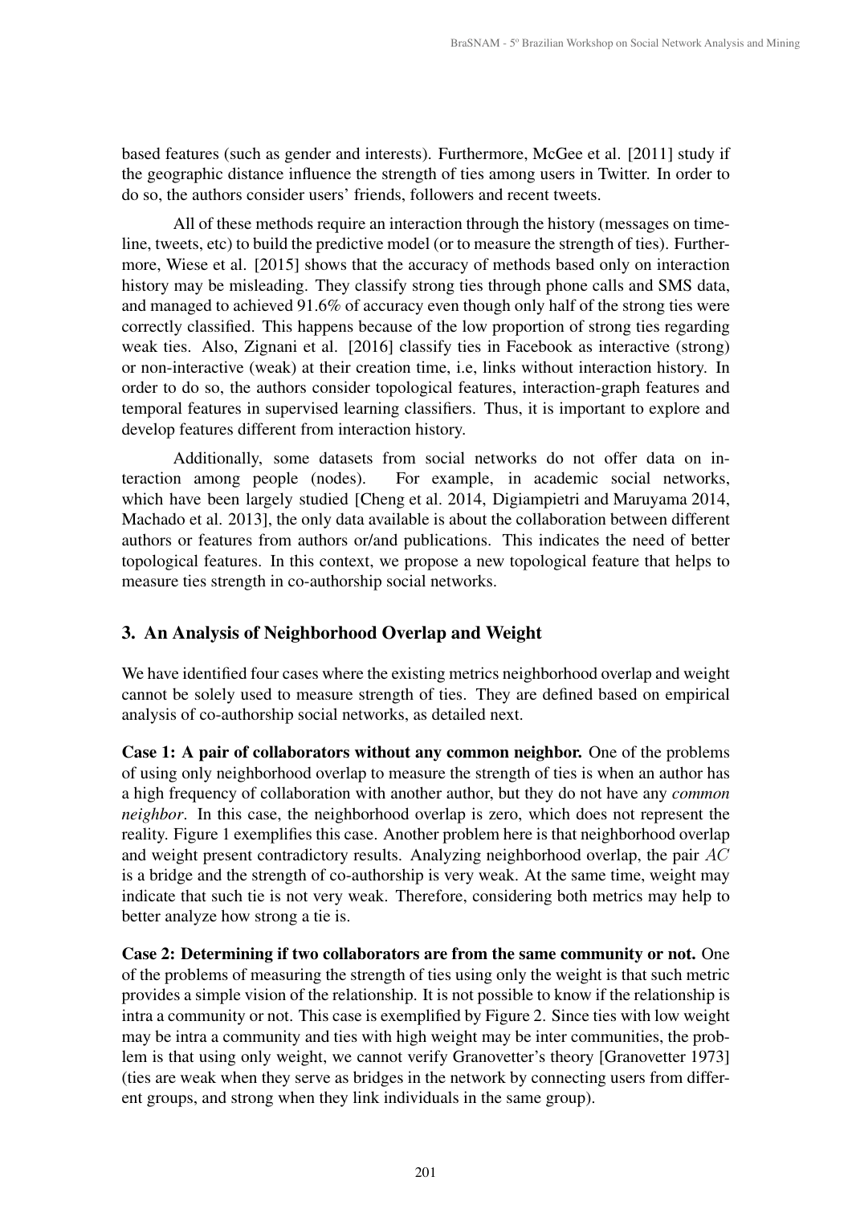based features (such as gender and interests). Furthermore, McGee et al. [2011] study if the geographic distance influence the strength of ties among users in Twitter. In order to do so, the authors consider users' friends, followers and recent tweets.

All of these methods require an interaction through the history (messages on timeline, tweets, etc) to build the predictive model (or to measure the strength of ties). Furthermore, Wiese et al. [2015] shows that the accuracy of methods based only on interaction history may be misleading. They classify strong ties through phone calls and SMS data, and managed to achieved 91.6% of accuracy even though only half of the strong ties were correctly classified. This happens because of the low proportion of strong ties regarding weak ties. Also, Zignani et al. [2016] classify ties in Facebook as interactive (strong) or non-interactive (weak) at their creation time, i.e, links without interaction history. In order to do so, the authors consider topological features, interaction-graph features and temporal features in supervised learning classifiers. Thus, it is important to explore and develop features different from interaction history.

Additionally, some datasets from social networks do not offer data on interaction among people (nodes). For example, in academic social networks, which have been largely studied [Cheng et al. 2014, Digiampietri and Maruyama 2014, Machado et al. 2013], the only data available is about the collaboration between different authors or features from authors or/and publications. This indicates the need of better topological features. In this context, we propose a new topological feature that helps to measure ties strength in co-authorship social networks.

## 3. An Analysis of Neighborhood Overlap and Weight

We have identified four cases where the existing metrics neighborhood overlap and weight cannot be solely used to measure strength of ties. They are defined based on empirical analysis of co-authorship social networks, as detailed next.

**Case 1: A pair of collaborators without any common neighbor.** One of the problems of using only neighborhood overlap to measure the strength of ties is when an author has a high frequency of collaboration with another author, but they do not have any *common neighbor*. In this case, the neighborhood overlap is zero, which does not represent the reality. Figure 1 exemplifies this case. Another problem here is that neighborhood overlap and weight present contradictory results. Analyzing neighborhood overlap, the pair $AC$ is a bridge and the strength of co-authorship is very weak. At the same time, weight may indicate that such tie is not very weak. Therefore, considering both metrics may help to better analyze how strong a tie is.

**Case 2: Determining if two collaborators are from the same community or not.** One of the problems of measuring the strength of ties using only the weight is that such metric provides a simple vision of the relationship. It is not possible to know if the relationship is intra a community or not. This case is exemplified by Figure 2. Since ties with low weight may be intra a community and ties with high weight may be inter communities, the problem is that using only weight, we cannot verify Granovetter's theory [Granovetter 1973] (ties are weak when they serve as bridges in the network by connecting users from different groups, and strong when they link individuals in the same group).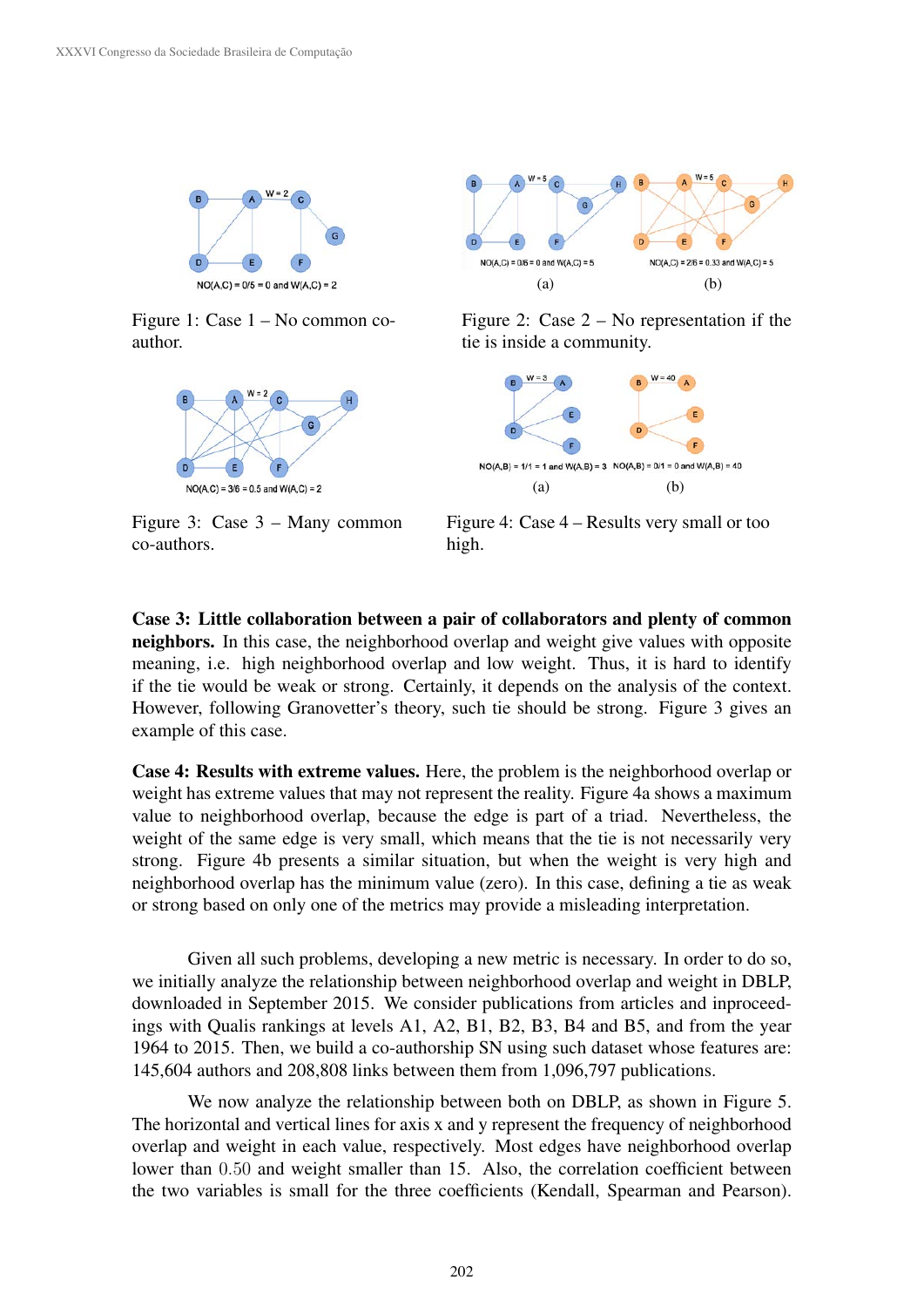Figure 1: Case 1 – No common co-author.

Figure 2: Case 2 – No representation if the tie is inside a community.

Figure 3: Case 3 – Many common co-authors.

Figure 4: Case 4 – Results very small or too high.

**Case 3: Little collaboration between a pair of collaborators and plenty of common neighbors.** In this case, the neighborhood overlap and weight give values with opposite meaning, i.e. high neighborhood overlap and low weight. Thus, it is hard to identify if the tie would be weak or strong. Certainly, it depends on the analysis of the context. However, following Granovetter's theory, such tie should be strong. Figure 3 gives an example of this case.

**Case 4: Results with extreme values.** Here, the problem is the neighborhood overlap or weight has extreme values that may not represent the reality. Figure 4a shows a maximum value to neighborhood overlap, because the edge is part of a triad. Nevertheless, the weight of the same edge is very small, which means that the tie is not necessarily very strong. Figure 4b presents a similar situation, but when the weight is very high and neighborhood overlap has the minimum value (zero). In this case, defining a tie as weak or strong based on only one of the metrics may provide a misleading interpretation.

Given all such problems, developing a new metric is necessary. In order to do so, we initially analyze the relationship between neighborhood overlap and weight in DBLP, downloaded in September 2015. We consider publications from articles and inproceedings with Qualis rankings at levels A1, A2, B1, B2, B3, B4 and B5, and from the year 1964 to 2015. Then, we build a co-authorship SN using such dataset whose features are: 145,604 authors and 208,808 links between them from 1,096,797 publications.

We now analyze the relationship between both on DBLP, as shown in Figure 5. The horizontal and vertical lines for axis x and y represent the frequency of neighborhood overlap and weight in each value, respectively. Most edges have neighborhood overlap lower than $0.50$ and weight smaller than 15. Also, the correlation coefficient between the two variables is small for the three coefficients (Kendall, Spearman and Pearson).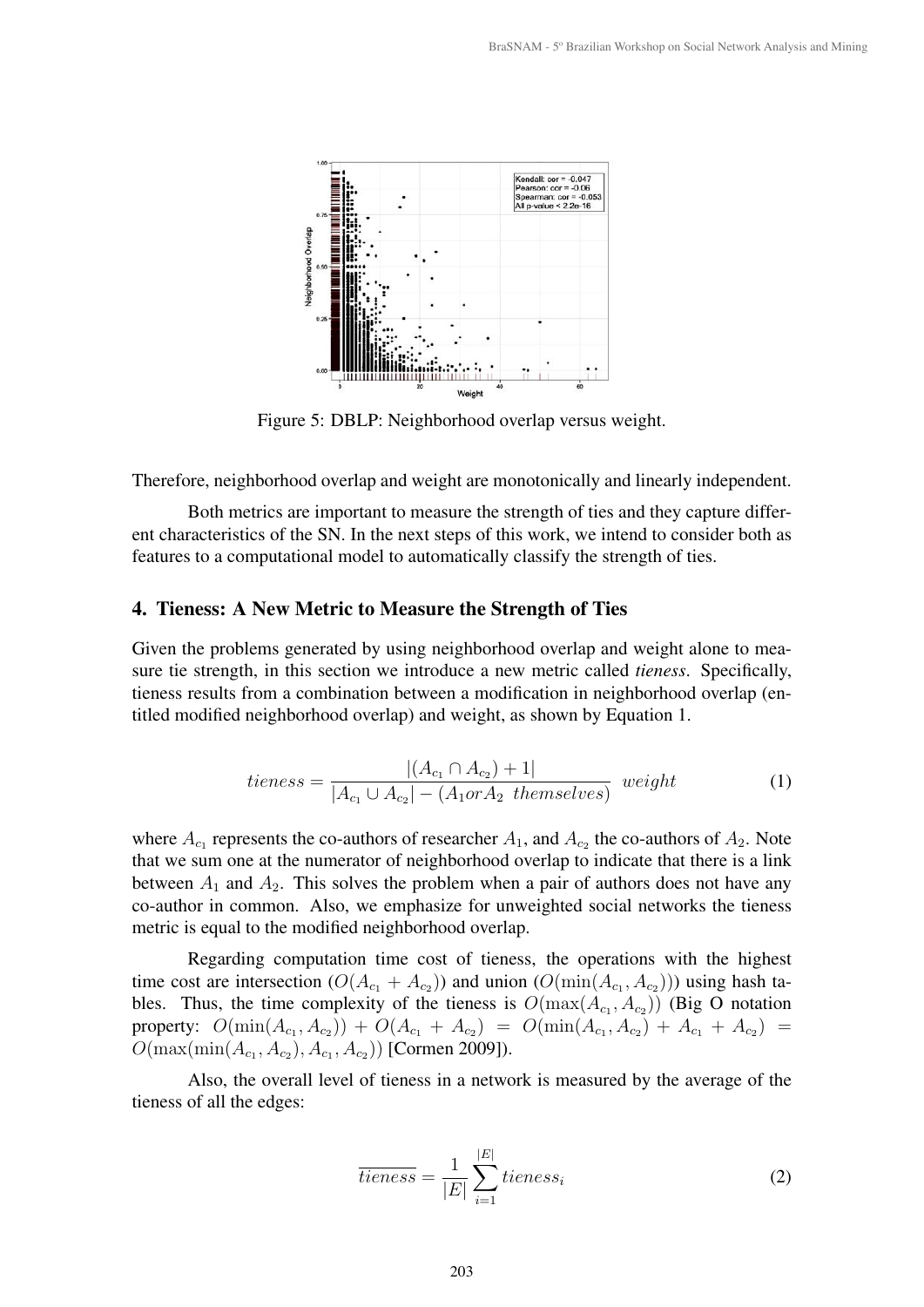Figure 5: DBLP: Neighborhood overlap versus weight.

Therefore, neighborhood overlap and weight are monotonically and linearly independent.

Both metrics are important to measure the strength of ties and they capture different characteristics of the SN. In the next steps of this work, we intend to consider both as features to a computational model to automatically classify the strength of ties.

## 4. Tieness: A New Metric to Measure the Strength of Ties

Given the problems generated by using neighborhood overlap and weight alone to measure tie strength, in this section we introduce a new metric called *tieness*. Specifically, tieness results from a combination between a modification in neighborhood overlap (entitled modified neighborhood overlap) and weight, as shown by Equation 1.

$$tieness = \frac{|(A_{c_1} \cap A_{c_2}) + 1|}{|A_{c_1} \cup A_{c_2}| - (A_1 or A_2 \;\; themselves)} \;\; weight \tag{1}$$

where $A_{c_1}$ represents the co-authors of researcher $A_1$, and $A_{c_2}$ the co-authors of $A_2$. Note that we sum one at the numerator of neighborhood overlap to indicate that there is a link between $A_1$ and $A_2$. This solves the problem when a pair of authors does not have any co-author in common. Also, we emphasize for unweighted social networks the tieness metric is equal to the modified neighborhood overlap.

Regarding computation time cost of tieness, the operations with the highest time cost are intersection ($O(A_{c_1} + A_{c_2})$) and union ($O(\min(A_{c_1}, A_{c_2}))$) using hash tables. Thus, the time complexity of the tieness is $O(\max(A_{c_1}, A_{c_2}))$ (Big O notation property: $O(\min(A_{c_1}, A_{c_2})) + O(A_{c_1} + A_{c_2}) = O(\min(A_{c_1}, A_{c_2}) + A_{c_1} + A_{c_2}) = O(\max(\min(A_{c_1}, A_{c_2}), A_{c_1}, A_{c_2}))$ [Cormen 2009]).

Also, the overall level of tieness in a network is measured by the average of the tieness of all the edges:

$$\overline{tieness} = \frac{1}{|E|} \sum_{i=1}^{|E|} tieness_i \tag{2}$$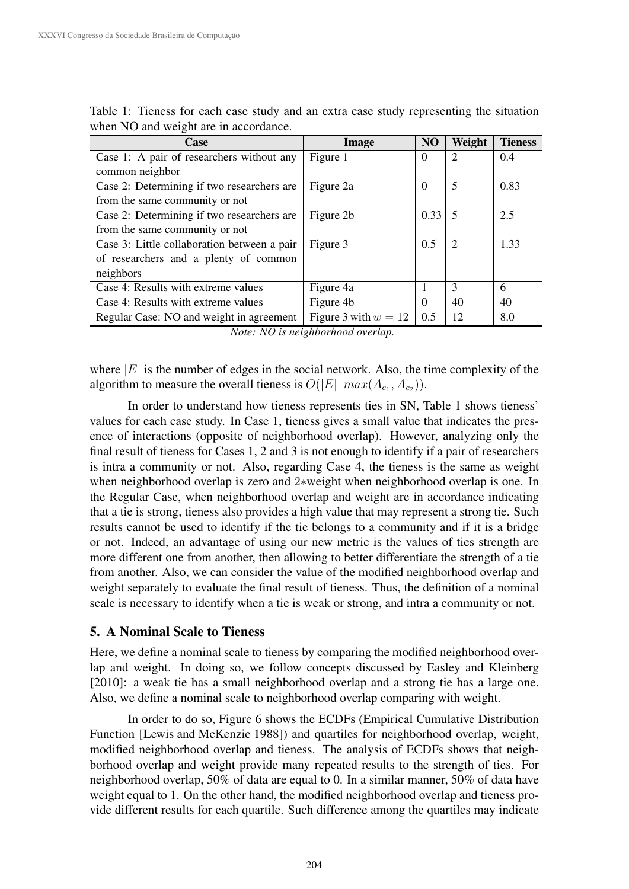Table 1: Tieness for each case study and an extra case study representing the situation when NO and weight are in accordance.

| Case | Image | NO | Weight | Tieness |
|---|---|---|---|---|
| Case 1: A pair of researchers without any common neighbor | Figure 1 | 0 | 2 | 0.4 |
| Case 2: Determining if two researchers are from the same community or not | Figure 2a | 0 | 5 | 0.83 |
| Case 2: Determining if two researchers are from the same community or not | Figure 2b | 0.33 | 5 | 2.5 |
| Case 3: Little collaboration between a pair of researchers and a plenty of common neighbors | Figure 3 | 0.5 | 2 | 1.33 |
| Case 4: Results with extreme values | Figure 4a | 1 | 3 | 6 |
| Case 4: Results with extreme values | Figure 4b | 0 | 40 | 40 |
| Regular Case: NO and weight in agreement | Figure 3 with $w = 12$ | 0.5 | 12 | 8.0 |

*Note: NO is neighborhood overlap.*

where $|E|$ is the number of edges in the social network. Also, the time complexity of the algorithm to measure the overall tieness is $O(|E| \ max(A_{c_1}, A_{c_2}))$.

In order to understand how tieness represents ties in SN, Table 1 shows tieness' values for each case study. In Case 1, tieness gives a small value that indicates the presence of interactions (opposite of neighborhood overlap). However, analyzing only the final result of tieness for Cases 1, 2 and 3 is not enough to identify if a pair of researchers is intra a community or not. Also, regarding Case 4, the tieness is the same as weight when neighborhood overlap is zero and $2*$weight when neighborhood overlap is one. In the Regular Case, when neighborhood overlap and weight are in accordance indicating that a tie is strong, tieness also provides a high value that may represent a strong tie. Such results cannot be used to identify if the tie belongs to a community and if it is a bridge or not. Indeed, an advantage of using our new metric is the values of ties strength are more different one from another, then allowing to better differentiate the strength of a tie from another. Also, we can consider the value of the modified neighborhood overlap and weight separately to evaluate the final result of tieness. Thus, the definition of a nominal scale is necessary to identify when a tie is weak or strong, and intra a community or not.

## 5. A Nominal Scale to Tieness

Here, we define a nominal scale to tieness by comparing the modified neighborhood overlap and weight. In doing so, we follow concepts discussed by Easley and Kleinberg [2010]: a weak tie has a small neighborhood overlap and a strong tie has a large one. Also, we define a nominal scale to neighborhood overlap comparing with weight.

In order to do so, Figure 6 shows the ECDFs (Empirical Cumulative Distribution Function [Lewis and McKenzie 1988]) and quartiles for neighborhood overlap, weight, modified neighborhood overlap and tieness. The analysis of ECDFs shows that neighborhood overlap and weight provide many repeated results to the strength of ties. For neighborhood overlap, 50% of data are equal to 0. In a similar manner, 50% of data have weight equal to 1. On the other hand, the modified neighborhood overlap and tieness provide different results for each quartile. Such difference among the quartiles may indicate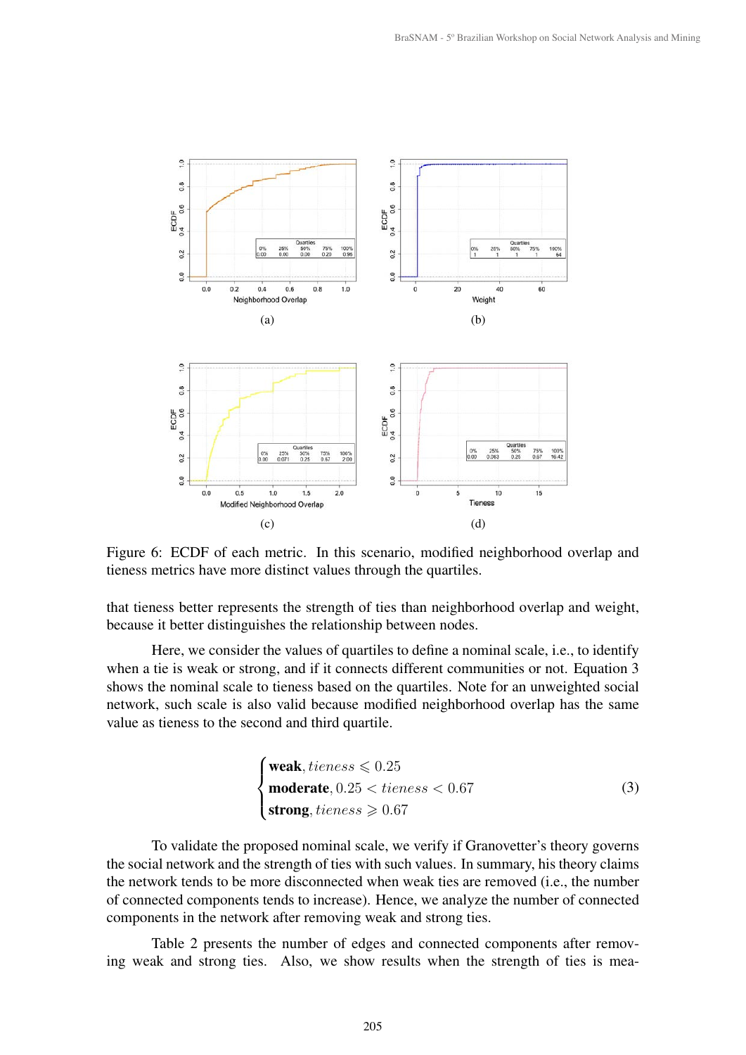Figure 6: ECDF of each metric. In this scenario, modified neighborhood overlap and tieness metrics have more distinct values through the quartiles.

that tieness better represents the strength of ties than neighborhood overlap and weight, because it better distinguishes the relationship between nodes.

Here, we consider the values of quartiles to define a nominal scale, i.e., to identify when a tie is weak or strong, and if it connects different communities or not. Equation 3 shows the nominal scale to tieness based on the quartiles. Note for an unweighted social network, such scale is also valid because modified neighborhood overlap has the same value as tieness to the second and third quartile.

$$
\begin{cases}
\textbf{weak}, tieness \leqslant 0.25 \\
\textbf{moderate}, 0.25 < tieness < 0.67 \\
\textbf{strong}, tieness \geqslant 0.67
\end{cases}
\tag{3}
$$

To validate the proposed nominal scale, we verify if Granovetter's theory governs the social network and the strength of ties with such values. In summary, his theory claims the network tends to be more disconnected when weak ties are removed (i.e., the number of connected components tends to increase). Hence, we analyze the number of connected components in the network after removing weak and strong ties.

Table 2 presents the number of edges and connected components after removing weak and strong ties. Also, we show results when the strength of ties is mea-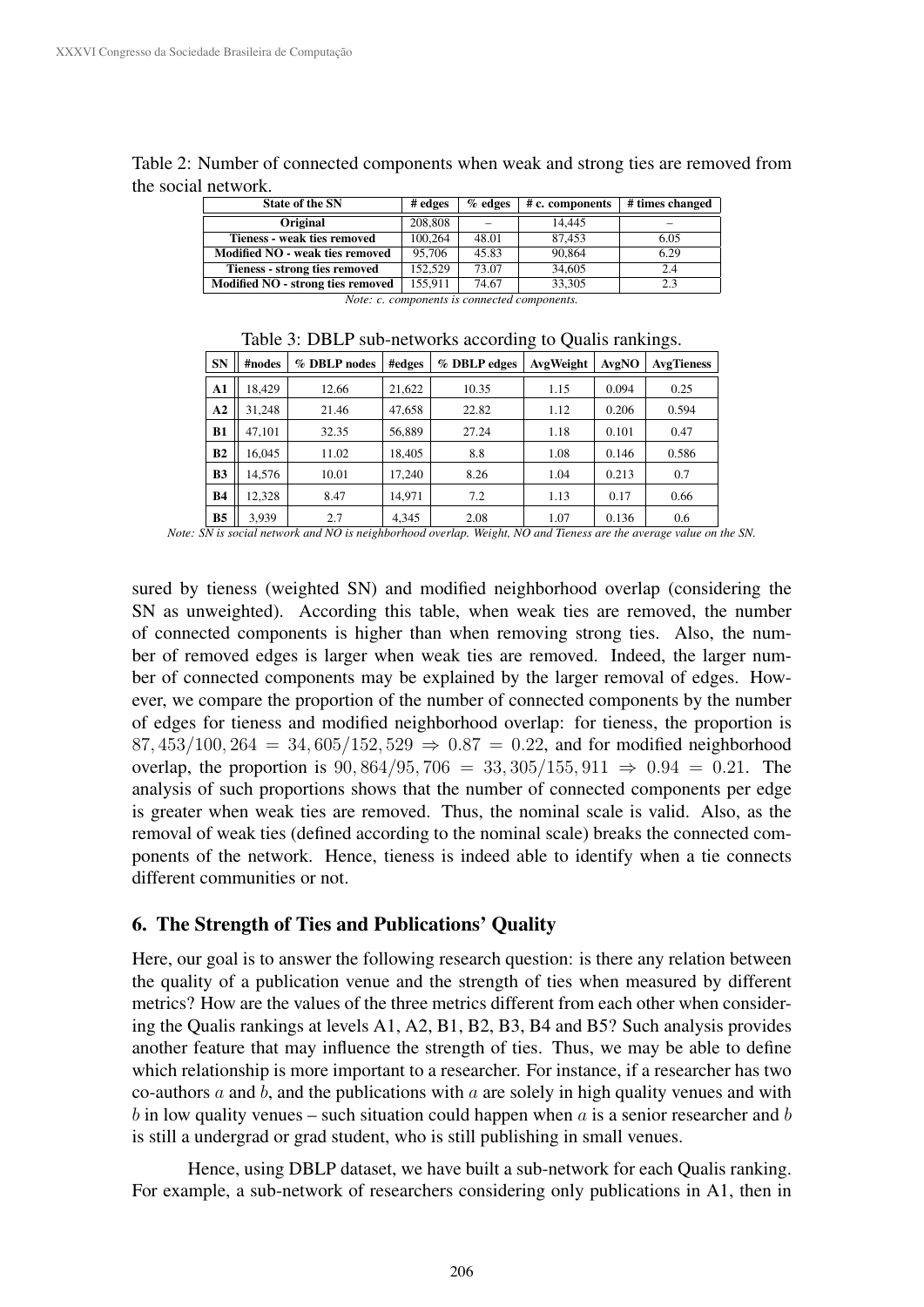Table 2: Number of connected components when weak and strong ties are removed from the social network.

| State of the SN | # edges | % edges | # c. components | # times changed |
|---|---|---|---|---|
| Original | 208,808 | – | 14,445 | – |
| Tieness - weak ties removed | 100,264 | 48.01 | 87,453 | 6.05 |
| Modified NO - weak ties removed | 95,706 | 45.83 | 90,864 | 6.29 |
| Tieness - strong ties removed | 152,529 | 73.07 | 34,605 | 2.4 |
| Modified NO - strong ties removed | 155,911 | 74.67 | 33,305 | 2.3 |

*Note: c. components is connected components.*

Table 3: DBLP sub-networks according to Qualis rankings.

| SN | #nodes | % DBLP nodes | #edges | % DBLP edges | AvgWeight | AvgNO | AvgTieness |
|---|---|---|---|---|---|---|---|
| A1 | 18,429 | 12.66 | 21,622 | 10.35 | 1.15 | 0.094 | 0.25 |
| A2 | 31,248 | 21.46 | 47,658 | 22.82 | 1.12 | 0.206 | 0.594 |
| B1 | 47,101 | 32.35 | 56,889 | 27.24 | 1.18 | 0.101 | 0.47 |
| B2 | 16,045 | 11.02 | 18,405 | 8.8 | 1.08 | 0.146 | 0.586 |
| B3 | 14,576 | 10.01 | 17,240 | 8.26 | 1.04 | 0.213 | 0.7 |
| B4 | 12,328 | 8.47 | 14,971 | 7.2 | 1.13 | 0.17 | 0.66 |
| B5 | 3,939 | 2.7 | 4,345 | 2.08 | 1.07 | 0.136 | 0.6 |

*Note: SN is social network and NO is neighborhood overlap. Weight, NO and Tieness are the average value on the SN.*

sured by tieness (weighted SN) and modified neighborhood overlap (considering the SN as unweighted). According this table, when weak ties are removed, the number of connected components is higher than when removing strong ties. Also, the number of removed edges is larger when weak ties are removed. Indeed, the larger number of connected components may be explained by the larger removal of edges. However, we compare the proportion of the number of connected components by the number of edges for tieness and modified neighborhood overlap: for tieness, the proportion is $87,453/100,264 = 34,605/152,529 \Rightarrow 0.87 = 0.22$, and for modified neighborhood overlap, the proportion is $90,864/95,706 = 33,305/155,911 \Rightarrow 0.94 = 0.21$. The analysis of such proportions shows that the number of connected components per edge is greater when weak ties are removed. Thus, the nominal scale is valid. Also, as the removal of weak ties (defined according to the nominal scale) breaks the connected components of the network. Hence, tieness is indeed able to identify when a tie connects different communities or not.

## 6. The Strength of Ties and Publications' Quality

Here, our goal is to answer the following research question: is there any relation between the quality of a publication venue and the strength of ties when measured by different metrics? How are the values of the three metrics different from each other when considering the Qualis rankings at levels A1, A2, B1, B2, B3, B4 and B5? Such analysis provides another feature that may influence the strength of ties. Thus, we may be able to define which relationship is more important to a researcher. For instance, if a researcher has two co-authors $a$ and $b$, and the publications with $a$ are solely in high quality venues and with $b$ in low quality venues – such situation could happen when $a$ is a senior researcher and $b$ is still a undergrad or grad student, who is still publishing in small venues.

Hence, using DBLP dataset, we have built a sub-network for each Qualis ranking. For example, a sub-network of researchers considering only publications in A1, then in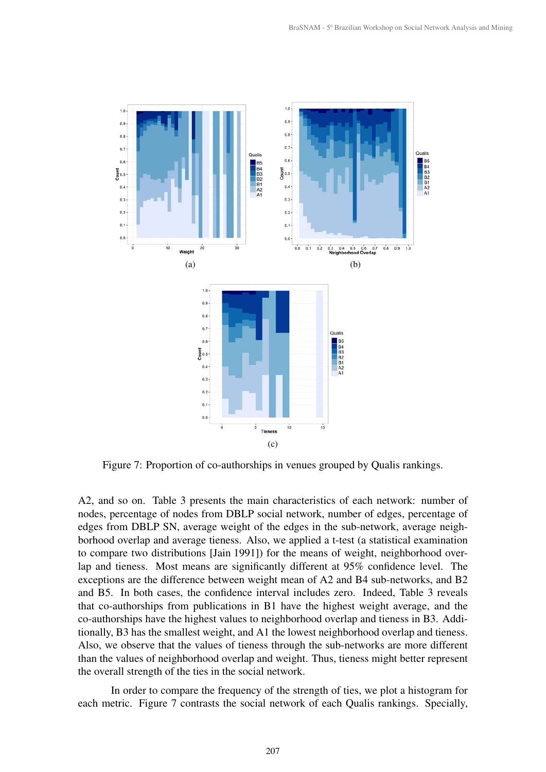(a)

(b)

(c)

Figure 7: Proportion of co-authorships in venues grouped by Qualis rankings.

A2, and so on. Table 3 presents the main characteristics of each network: number of nodes, percentage of nodes from DBLP social network, number of edges, percentage of edges from DBLP SN, average weight of the edges in the sub-network, average neighborhood overlap and average tieness. Also, we applied a t-test (a statistical examination to compare two distributions [Jain 1991]) for the means of weight, neighborhood overlap and tieness. Most means are significantly different at 95% confidence level. The exceptions are the difference between weight mean of A2 and B4 sub-networks, and B2 and B5. In both cases, the confidence interval includes zero. Indeed, Table 3 reveals that co-authorships from publications in B1 have the highest weight average, and the co-authorships have the highest values to neighborhood overlap and tieness in B3. Additionally, B3 has the smallest weight, and A1 the lowest neighborhood overlap and tieness. Also, we observe that the values of tieness through the sub-networks are more different than the values of neighborhood overlap and weight. Thus, tieness might better represent the overall strength of the ties in the social network.

In order to compare the frequency of the strength of ties, we plot a histogram for each metric. Figure 7 contrasts the social network of each Qualis rankings. Specially,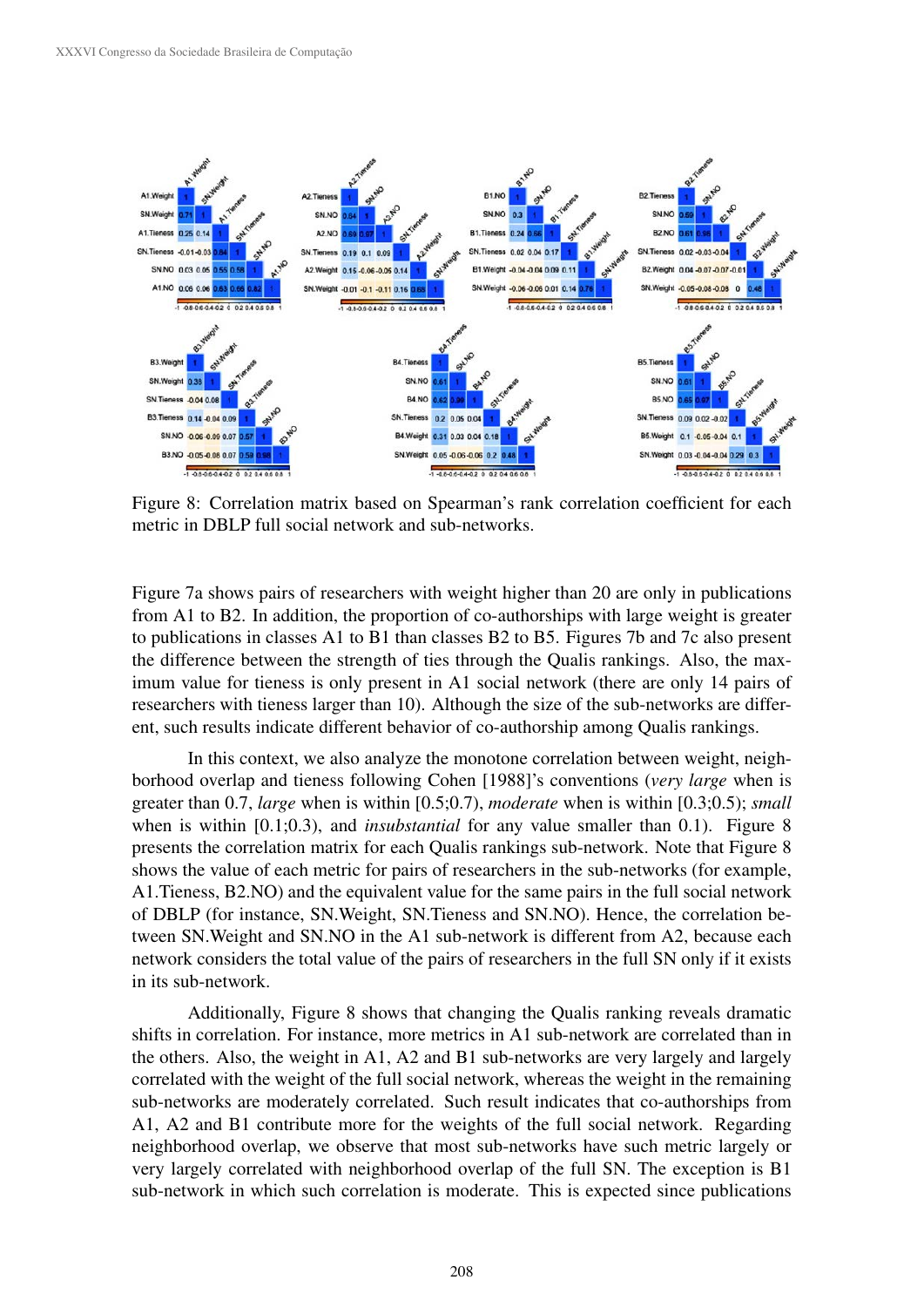Figure 8: Correlation matrix based on Spearman's rank correlation coefficient for each metric in DBLP full social network and sub-networks.

Figure 7a shows pairs of researchers with weight higher than 20 are only in publications from A1 to B2. In addition, the proportion of co-authorships with large weight is greater to publications in classes A1 to B1 than classes B2 to B5. Figures 7b and 7c also present the difference between the strength of ties through the Qualis rankings. Also, the maximum value for tieness is only present in A1 social network (there are only 14 pairs of researchers with tieness larger than 10). Although the size of the sub-networks are different, such results indicate different behavior of co-authorship among Qualis rankings.

In this context, we also analyze the monotone correlation between weight, neighborhood overlap and tieness following Cohen [1988]'s conventions (*very large* when is greater than 0.7, *large* when is within [0.5;0.7), *moderate* when is within [0.3;0.5); *small* when is within [0.1;0.3), and *insubstantial* for any value smaller than 0.1). Figure 8 presents the correlation matrix for each Qualis rankings sub-network. Note that Figure 8 shows the value of each metric for pairs of researchers in the sub-networks (for example, A1.Tieness, B2.NO) and the equivalent value for the same pairs in the full social network of DBLP (for instance, SN.Weight, SN.Tieness and SN.NO). Hence, the correlation between SN.Weight and SN.NO in the A1 sub-network is different from A2, because each network considers the total value of the pairs of researchers in the full SN only if it exists in its sub-network.

Additionally, Figure 8 shows that changing the Qualis ranking reveals dramatic shifts in correlation. For instance, more metrics in A1 sub-network are correlated than in the others. Also, the weight in A1, A2 and B1 sub-networks are very largely and largely correlated with the weight of the full social network, whereas the weight in the remaining sub-networks are moderately correlated. Such result indicates that co-authorships from A1, A2 and B1 contribute more for the weights of the full social network. Regarding neighborhood overlap, we observe that most sub-networks have such metric largely or very largely correlated with neighborhood overlap of the full SN. The exception is B1 sub-network in which such correlation is moderate. This is expected since publications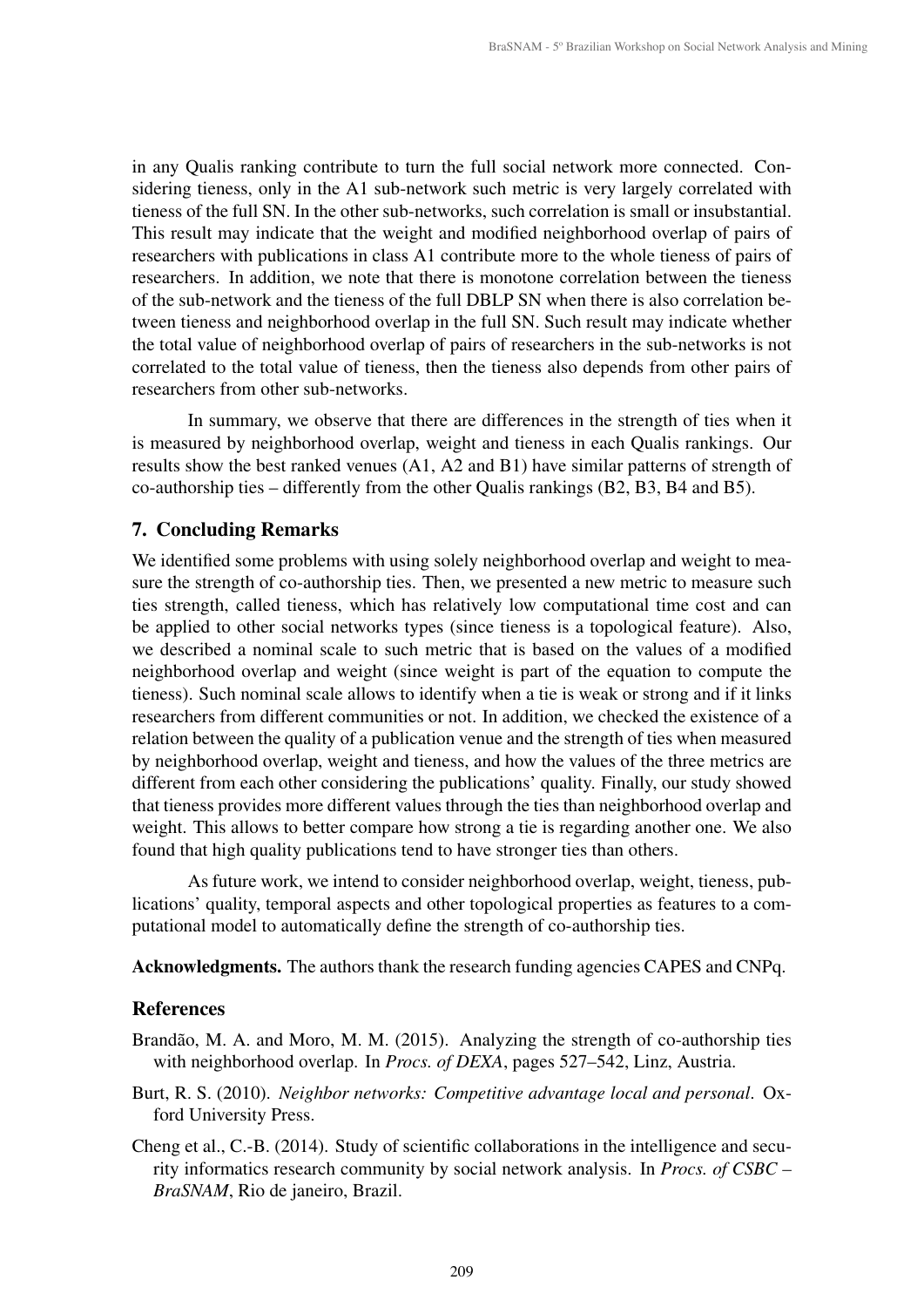in any Qualis ranking contribute to turn the full social network more connected. Considering tieness, only in the A1 sub-network such metric is very largely correlated with tieness of the full SN. In the other sub-networks, such correlation is small or insubstantial. This result may indicate that the weight and modified neighborhood overlap of pairs of researchers with publications in class A1 contribute more to the whole tieness of pairs of researchers. In addition, we note that there is monotone correlation between the tieness of the sub-network and the tieness of the full DBLP SN when there is also correlation between tieness and neighborhood overlap in the full SN. Such result may indicate whether the total value of neighborhood overlap of pairs of researchers in the sub-networks is not correlated to the total value of tieness, then the tieness also depends from other pairs of researchers from other sub-networks.

In summary, we observe that there are differences in the strength of ties when it is measured by neighborhood overlap, weight and tieness in each Qualis rankings. Our results show the best ranked venues (A1, A2 and B1) have similar patterns of strength of co-authorship ties – differently from the other Qualis rankings (B2, B3, B4 and B5).

## 7. Concluding Remarks

We identified some problems with using solely neighborhood overlap and weight to measure the strength of co-authorship ties. Then, we presented a new metric to measure such ties strength, called tieness, which has relatively low computational time cost and can be applied to other social networks types (since tieness is a topological feature). Also, we described a nominal scale to such metric that is based on the values of a modified neighborhood overlap and weight (since weight is part of the equation to compute the tieness). Such nominal scale allows to identify when a tie is weak or strong and if it links researchers from different communities or not. In addition, we checked the existence of a relation between the quality of a publication venue and the strength of ties when measured by neighborhood overlap, weight and tieness, and how the values of the three metrics are different from each other considering the publications' quality. Finally, our study showed that tieness provides more different values through the ties than neighborhood overlap and weight. This allows to better compare how strong a tie is regarding another one. We also found that high quality publications tend to have stronger ties than others.

As future work, we intend to consider neighborhood overlap, weight, tieness, publications' quality, temporal aspects and other topological properties as features to a computational model to automatically define the strength of co-authorship ties.

**Acknowledgments.** The authors thank the research funding agencies CAPES and CNPq.

## References

Brandão, M. A. and Moro, M. M. (2015). Analyzing the strength of co-authorship ties with neighborhood overlap. In *Procs. of DEXA*, pages 527–542, Linz, Austria.

Burt, R. S. (2010). *Neighbor networks: Competitive advantage local and personal*. Oxford University Press.

Cheng et al., C.-B. (2014). Study of scientific collaborations in the intelligence and security informatics research community by social network analysis. In *Procs. of CSBC – BraSNAM*, Rio de janeiro, Brazil.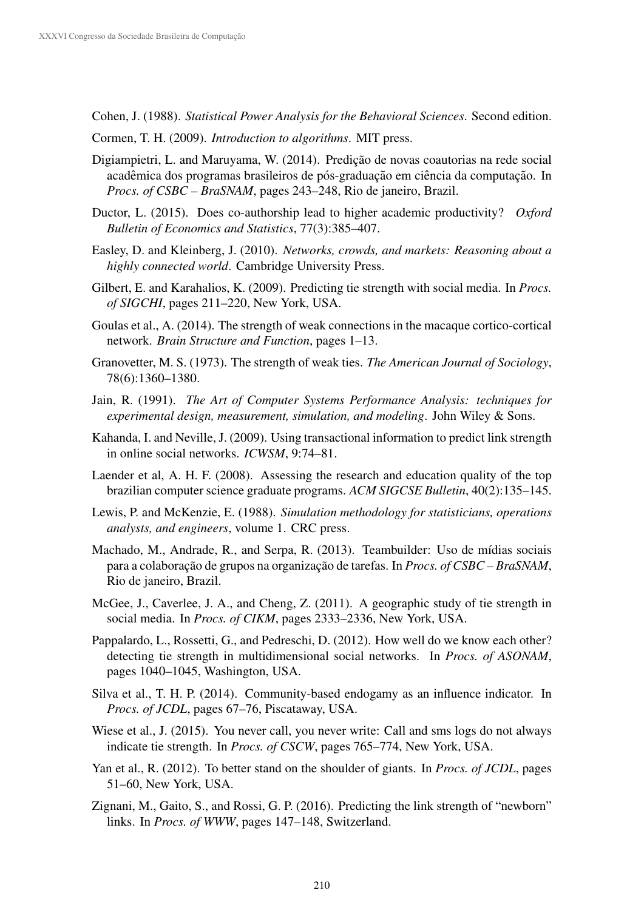Cohen, J. (1988). *Statistical Power Analysis for the Behavioral Sciences*. Second edition.

Cormen, T. H. (2009). *Introduction to algorithms*. MIT press.

Digiampietri, L. and Maruyama, W. (2014). Predição de novas coautorias na rede social acadêmica dos programas brasileiros de pós-graduação em ciência da computação. In *Procs. of CSBC – BraSNAM*, pages 243–248, Rio de janeiro, Brazil.

Ductor, L. (2015). Does co-authorship lead to higher academic productivity? *Oxford Bulletin of Economics and Statistics*, 77(3):385–407.

Easley, D. and Kleinberg, J. (2010). *Networks, crowds, and markets: Reasoning about a highly connected world*. Cambridge University Press.

Gilbert, E. and Karahalios, K. (2009). Predicting tie strength with social media. In *Procs. of SIGCHI*, pages 211–220, New York, USA.

Goulas et al., A. (2014). The strength of weak connections in the macaque cortico-cortical network. *Brain Structure and Function*, pages 1–13.

Granovetter, M. S. (1973). The strength of weak ties. *The American Journal of Sociology*, 78(6):1360–1380.

Jain, R. (1991). *The Art of Computer Systems Performance Analysis: techniques for experimental design, measurement, simulation, and modeling*. John Wiley & Sons.

Kahanda, I. and Neville, J. (2009). Using transactional information to predict link strength in online social networks. *ICWSM*, 9:74–81.

Laender et al, A. H. F. (2008). Assessing the research and education quality of the top brazilian computer science graduate programs. *ACM SIGCSE Bulletin*, 40(2):135–145.

Lewis, P. and McKenzie, E. (1988). *Simulation methodology for statisticians, operations analysts, and engineers*, volume 1. CRC press.

Machado, M., Andrade, R., and Serpa, R. (2013). Teambuilder: Uso de mídias sociais para a colaboração de grupos na organização de tarefas. In *Procs. of CSBC – BraSNAM*, Rio de janeiro, Brazil.

McGee, J., Caverlee, J. A., and Cheng, Z. (2011). A geographic study of tie strength in social media. In *Procs. of CIKM*, pages 2333–2336, New York, USA.

Pappalardo, L., Rossetti, G., and Pedreschi, D. (2012). How well do we know each other? detecting tie strength in multidimensional social networks. In *Procs. of ASONAM*, pages 1040–1045, Washington, USA.

Silva et al., T. H. P. (2014). Community-based endogamy as an influence indicator. In *Procs. of JCDL*, pages 67–76, Piscataway, USA.

Wiese et al., J. (2015). You never call, you never write: Call and sms logs do not always indicate tie strength. In *Procs. of CSCW*, pages 765–774, New York, USA.

Yan et al., R. (2012). To better stand on the shoulder of giants. In *Procs. of JCDL*, pages 51–60, New York, USA.

Zignani, M., Gaito, S., and Rossi, G. P. (2016). Predicting the link strength of "newborn" links. In *Procs. of WWW*, pages 147–148, Switzerland.